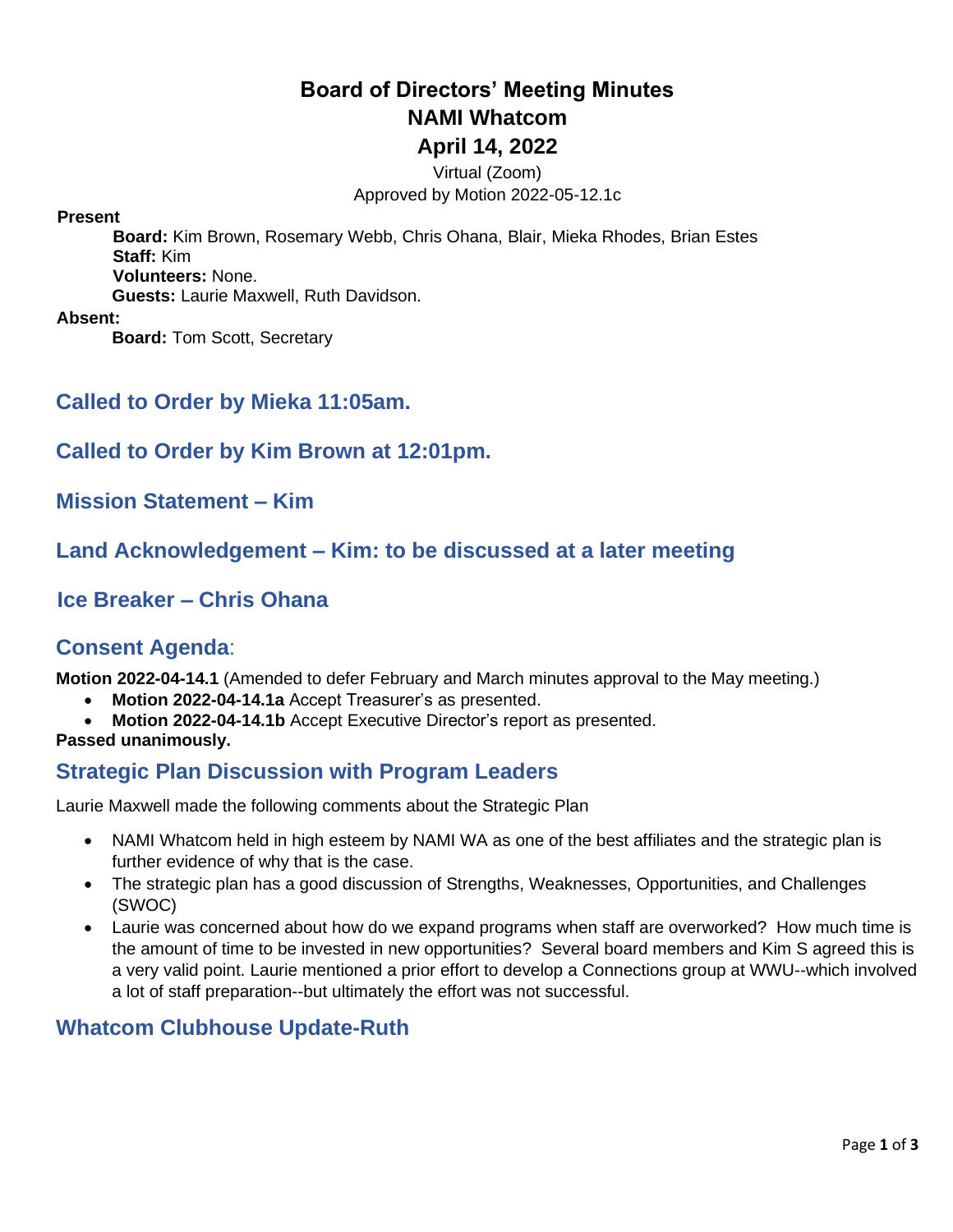# Board of Directors' Meeting Minutes
# NAMI Whatcom
# April 14, 2022

Virtual (Zoom)

Approved by Motion 2022-05-12.1c

**Present**

**Board:** Kim Brown, Rosemary Webb, Chris Ohana, Blair, Mieka Rhodes, Brian Estes
**Staff:** Kim
**Volunteers:** None.
**Guests:** Laurie Maxwell, Ruth Davidson.

**Absent:**

**Board:** Tom Scott, Secretary

## Called to Order by Mieka 11:05am.

## Called to Order by Kim Brown at 12:01pm.

## Mission Statement – Kim

## Land Acknowledgement – Kim: to be discussed at a later meeting

## Ice Breaker – Chris Ohana

## Consent Agenda:

**Motion 2022-04-14.1** (Amended to defer February and March minutes approval to the May meeting.)

- **Motion 2022-04-14.1a** Accept Treasurer's as presented.
- **Motion 2022-04-14.1b** Accept Executive Director's report as presented.

**Passed unanimously.**

## Strategic Plan Discussion with Program Leaders

Laurie Maxwell made the following comments about the Strategic Plan

- NAMI Whatcom held in high esteem by NAMI WA as one of the best affiliates and the strategic plan is further evidence of why that is the case.
- The strategic plan has a good discussion of Strengths, Weaknesses, Opportunities, and Challenges (SWOC)
- Laurie was concerned about how do we expand programs when staff are overworked? How much time is the amount of time to be invested in new opportunities? Several board members and Kim S agreed this is a very valid point. Laurie mentioned a prior effort to develop a Connections group at WWU--which involved a lot of staff preparation--but ultimately the effort was not successful.

## Whatcom Clubhouse Update-Ruth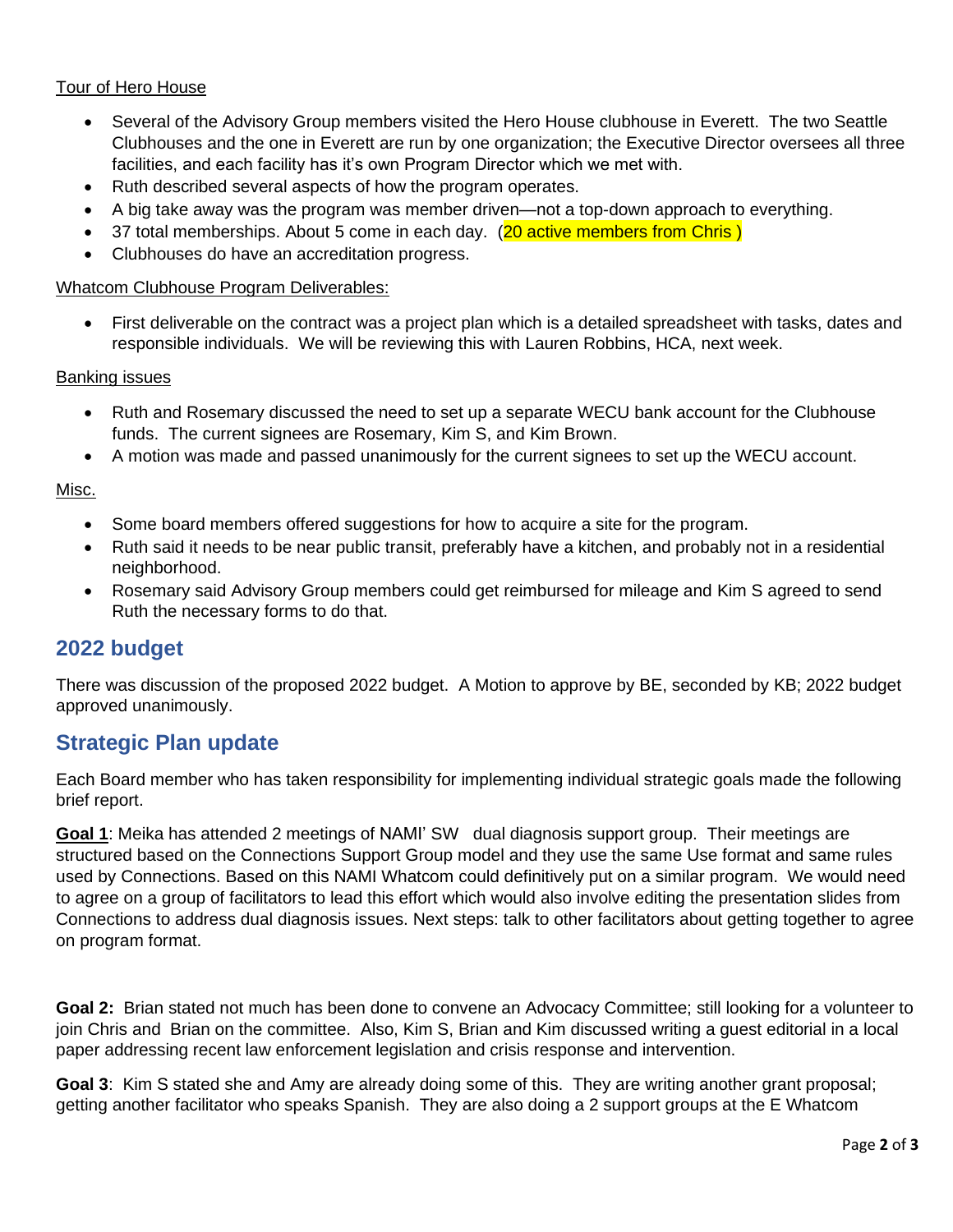Tour of Hero House

- Several of the Advisory Group members visited the Hero House clubhouse in Everett. The two Seattle Clubhouses and the one in Everett are run by one organization; the Executive Director oversees all three facilities, and each facility has it's own Program Director which we met with.
- Ruth described several aspects of how the program operates.
- A big take away was the program was member driven—not a top-down approach to everything.
- 37 total memberships. About 5 come in each day. (20 active members from Chris )
- Clubhouses do have an accreditation progress.

Whatcom Clubhouse Program Deliverables:

- First deliverable on the contract was a project plan which is a detailed spreadsheet with tasks, dates and responsible individuals. We will be reviewing this with Lauren Robbins, HCA, next week.

Banking issues

- Ruth and Rosemary discussed the need to set up a separate WECU bank account for the Clubhouse funds. The current signees are Rosemary, Kim S, and Kim Brown.
- A motion was made and passed unanimously for the current signees to set up the WECU account.

Misc.

- Some board members offered suggestions for how to acquire a site for the program.
- Ruth said it needs to be near public transit, preferably have a kitchen, and probably not in a residential neighborhood.
- Rosemary said Advisory Group members could get reimbursed for mileage and Kim S agreed to send Ruth the necessary forms to do that.

## 2022 budget

There was discussion of the proposed 2022 budget. A Motion to approve by BE, seconded by KB; 2022 budget approved unanimously.

## Strategic Plan update

Each Board member who has taken responsibility for implementing individual strategic goals made the following brief report.

**Goal 1**: Meika has attended 2 meetings of NAMI' SW dual diagnosis support group. Their meetings are structured based on the Connections Support Group model and they use the same Use format and same rules used by Connections. Based on this NAMI Whatcom could definitively put on a similar program. We would need to agree on a group of facilitators to lead this effort which would also involve editing the presentation slides from Connections to address dual diagnosis issues. Next steps: talk to other facilitators about getting together to agree on program format.

**Goal 2:** Brian stated not much has been done to convene an Advocacy Committee; still looking for a volunteer to join Chris and Brian on the committee. Also, Kim S, Brian and Kim discussed writing a guest editorial in a local paper addressing recent law enforcement legislation and crisis response and intervention.

**Goal 3**: Kim S stated she and Amy are already doing some of this. They are writing another grant proposal; getting another facilitator who speaks Spanish. They are also doing a 2 support groups at the E Whatcom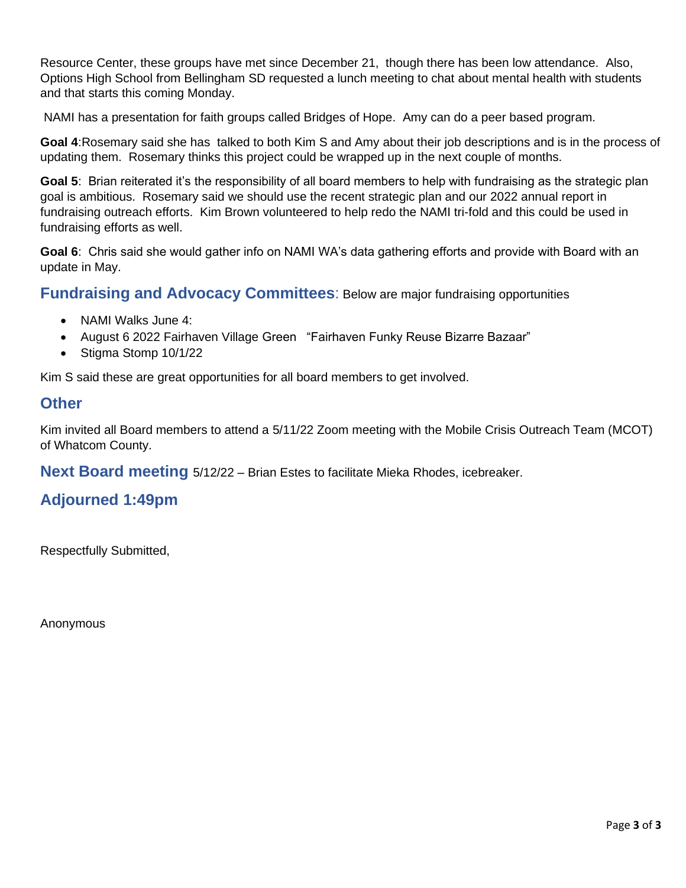Resource Center, these groups have met since December 21, though there has been low attendance. Also, Options High School from Bellingham SD requested a lunch meeting to chat about mental health with students and that starts this coming Monday.

NAMI has a presentation for faith groups called Bridges of Hope. Amy can do a peer based program.

**Goal 4**:Rosemary said she has talked to both Kim S and Amy about their job descriptions and is in the process of updating them. Rosemary thinks this project could be wrapped up in the next couple of months.

**Goal 5**: Brian reiterated it's the responsibility of all board members to help with fundraising as the strategic plan goal is ambitious. Rosemary said we should use the recent strategic plan and our 2022 annual report in fundraising outreach efforts. Kim Brown volunteered to help redo the NAMI tri-fold and this could be used in fundraising efforts as well.

**Goal 6**: Chris said she would gather info on NAMI WA's data gathering efforts and provide with Board with an update in May.

## Fundraising and Advocacy Committees: Below are major fundraising opportunities

- NAMI Walks June 4:
- August 6 2022 Fairhaven Village Green "Fairhaven Funky Reuse Bizarre Bazaar"
- Stigma Stomp 10/1/22

Kim S said these are great opportunities for all board members to get involved.

## Other

Kim invited all Board members to attend a 5/11/22 Zoom meeting with the Mobile Crisis Outreach Team (MCOT) of Whatcom County.

## Next Board meeting 5/12/22 – Brian Estes to facilitate Mieka Rhodes, icebreaker.

## Adjourned 1:49pm

Respectfully Submitted,

Anonymous